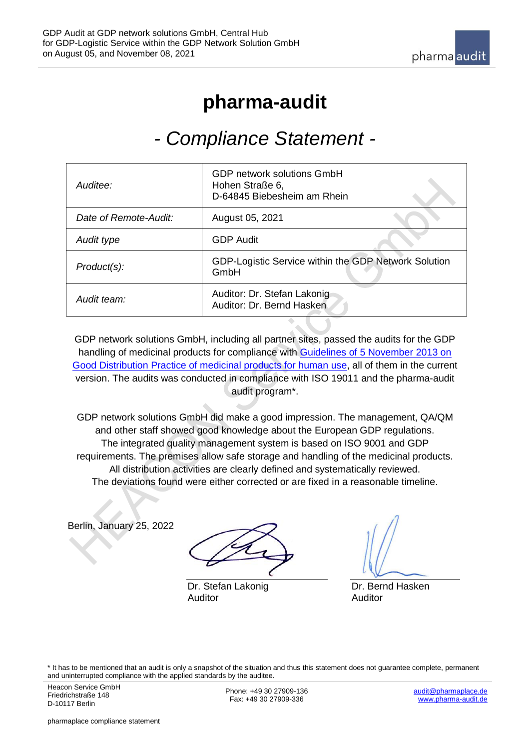# pharma-audit

## - Compliance Statement -

| | |
|---|---|
| *Auditee:* | GDP network solutions GmbH<br>Hohen Straße 6,<br>D-64845 Biebesheim am Rhein |
| *Date of Remote-Audit:* | August 05, 2021 |
| *Audit type* | GDP Audit |
| *Product(s):* | GDP-Logistic Service within the GDP Network Solution GmbH |
| *Audit team:* | Auditor: Dr. Stefan Lakonig<br>Auditor: Dr. Bernd Hasken |

GDP network solutions GmbH, including all partner sites, passed the audits for the GDP handling of medicinal products for compliance with Guidelines of 5 November 2013 on Good Distribution Practice of medicinal products for human use, all of them in the current version. The audits was conducted in compliance with ISO 19011 and the pharma-audit audit program*.

GDP network solutions GmbH did make a good impression. The management, QA/QM and other staff showed good knowledge about the European GDP regulations. The integrated quality management system is based on ISO 9001 and GDP requirements. The premises allow safe storage and handling of the medicinal products. All distribution activities are clearly defined and systematically reviewed. The deviations found were either corrected or are fixed in a reasonable timeline.

Berlin, January 25, 2022

Dr. Stefan Lakonig
Auditor

Dr. Bernd Hasken
Auditor

* It has to be mentioned that an audit is only a snapshot of the situation and thus this statement does not guarantee complete, permanent and uninterrupted compliance with the applied standards by the auditee.

Heacon Service GmbH
Friedrichstraße 148
D-10117 Berlin

Phone: +49 30 27909-136
Fax: +49 30 27909-336

audit@pharmaplace.de
www.pharma-audit.de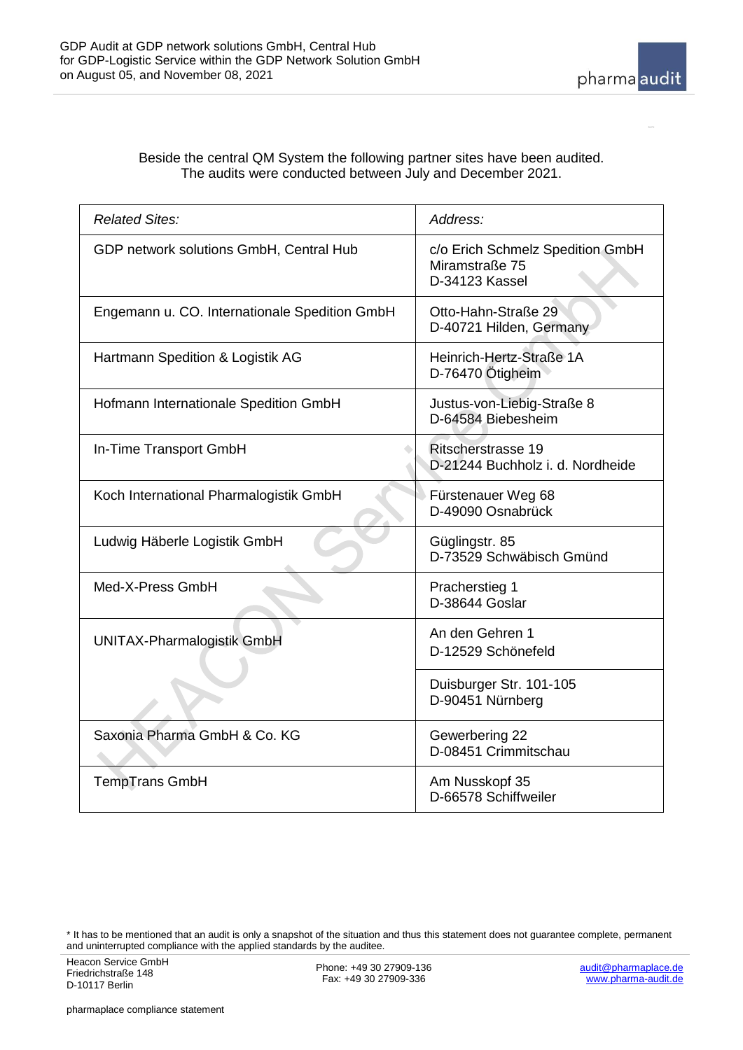Beside the central QM System the following partner sites have been audited.
The audits were conducted between July and December 2021.

| *Related Sites:* | *Address:* |
|---|---|
| GDP network solutions GmbH, Central Hub | c/o Erich Schmelz Spedition GmbH<br>Miramstraße 75<br>D-34123 Kassel |
| Engemann u. CO. Internationale Spedition GmbH | Otto-Hahn-Straße 29<br>D-40721 Hilden, Germany |
| Hartmann Spedition & Logistik AG | Heinrich-Hertz-Straße 1A<br>D-76470 Ötigheim |
| Hofmann Internationale Spedition GmbH | Justus-von-Liebig-Straße 8<br>D-64584 Biebesheim |
| In-Time Transport GmbH | Ritscherstrasse 19<br>D-21244 Buchholz i. d. Nordheide |
| Koch International Pharmalogistik GmbH | Fürstenauer Weg 68<br>D-49090 Osnabrück |
| Ludwig Häberle Logistik GmbH | Güglingstr. 85<br>D-73529 Schwäbisch Gmünd |
| Med-X-Press GmbH | Pracherstieg 1<br>D-38644 Goslar |
| UNITAX-Pharmalogistik GmbH | An den Gehren 1<br>D-12529 Schönefeld |
| | Duisburger Str. 101-105<br>D-90451 Nürnberg |
| Saxonia Pharma GmbH & Co. KG | Gewerbering 22<br>D-08451 Crimmitschau |
| TempTrans GmbH | Am Nusskopf 35<br>D-66578 Schiffweiler |

* It has to be mentioned that an audit is only a snapshot of the situation and thus this statement does not guarantee complete, permanent and uninterrupted compliance with the applied standards by the auditee.